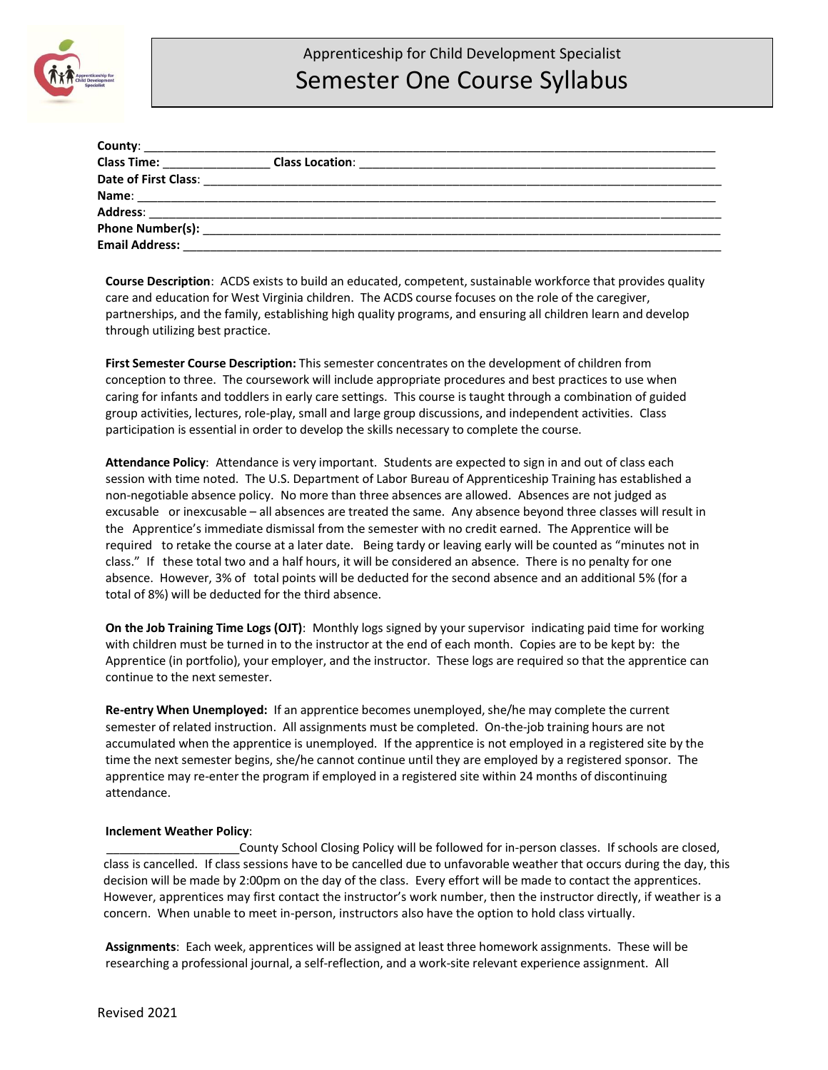Apprenticeship for Child Development Specialist

# Semester One Course Syllabus

**County**: ___________________________________________________________________________
**Class Time:** _______________ **Class Location**: ________________________________________________
**Date of First Class**: ____________________________________________________________________
**Name**: ____________________________________________________________________________
**Address**: __________________________________________________________________________
**Phone Number(s):** ___________________________________________________________________
**Email Address:** _____________________________________________________________________

**Course Description**: ACDS exists to build an educated, competent, sustainable workforce that provides quality care and education for West Virginia children. The ACDS course focuses on the role of the caregiver, partnerships, and the family, establishing high quality programs, and ensuring all children learn and develop through utilizing best practice.

**First Semester Course Description:** This semester concentrates on the development of children from conception to three. The coursework will include appropriate procedures and best practices to use when caring for infants and toddlers in early care settings. This course is taught through a combination of guided group activities, lectures, role-play, small and large group discussions, and independent activities. Class participation is essential in order to develop the skills necessary to complete the course.

**Attendance Policy**: Attendance is very important. Students are expected to sign in and out of class each session with time noted. The U.S. Department of Labor Bureau of Apprenticeship Training has established a non-negotiable absence policy. No more than three absences are allowed. Absences are not judged as excusable or inexcusable – all absences are treated the same. Any absence beyond three classes will result in the Apprentice's immediate dismissal from the semester with no credit earned. The Apprentice will be required to retake the course at a later date. Being tardy or leaving early will be counted as "minutes not in class." If these total two and a half hours, it will be considered an absence. There is no penalty for one absence. However, 3% of total points will be deducted for the second absence and an additional 5% (for a total of 8%) will be deducted for the third absence.

**On the Job Training Time Logs (OJT)**: Monthly logs signed by your supervisor indicating paid time for working with children must be turned in to the instructor at the end of each month. Copies are to be kept by: the Apprentice (in portfolio), your employer, and the instructor. These logs are required so that the apprentice can continue to the next semester.

**Re-entry When Unemployed:** If an apprentice becomes unemployed, she/he may complete the current semester of related instruction. All assignments must be completed. On-the-job training hours are not accumulated when the apprentice is unemployed. If the apprentice is not employed in a registered site by the time the next semester begins, she/he cannot continue until they are employed by a registered sponsor. The apprentice may re-enter the program if employed in a registered site within 24 months of discontinuing attendance.

**Inclement Weather Policy**:
____________________County School Closing Policy will be followed for in-person classes. If schools are closed, class is cancelled. If class sessions have to be cancelled due to unfavorable weather that occurs during the day, this decision will be made by 2:00pm on the day of the class. Every effort will be made to contact the apprentices. However, apprentices may first contact the instructor's work number, then the instructor directly, if weather is a concern. When unable to meet in-person, instructors also have the option to hold class virtually.

**Assignments**: Each week, apprentices will be assigned at least three homework assignments. These will be researching a professional journal, a self-reflection, and a work-site relevant experience assignment. All

Revised 2021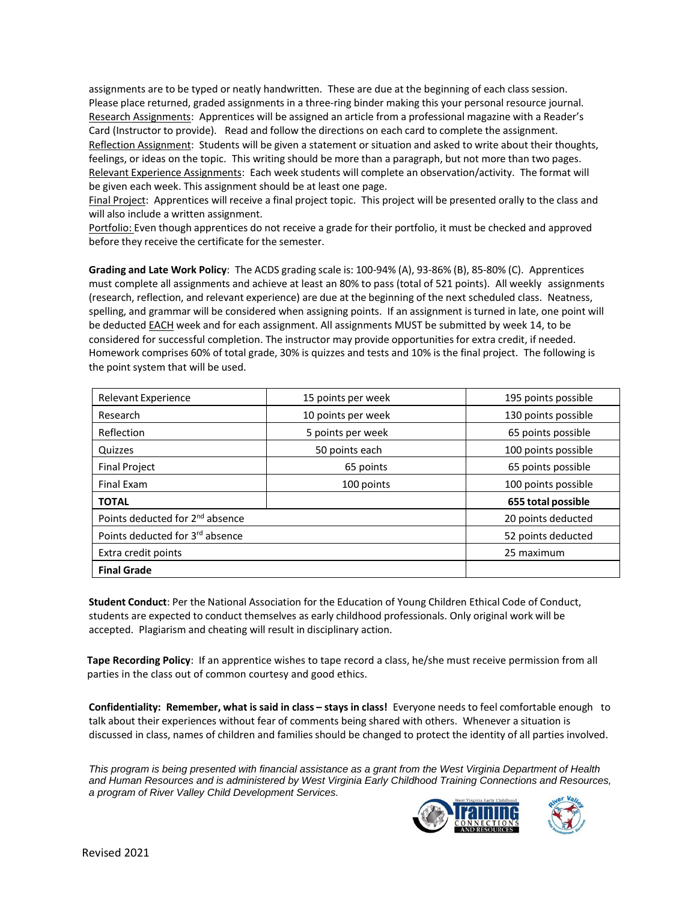assignments are to be typed or neatly handwritten. These are due at the beginning of each class session. Please place returned, graded assignments in a three-ring binder making this your personal resource journal.

Research Assignments: Apprentices will be assigned an article from a professional magazine with a Reader's Card (Instructor to provide). Read and follow the directions on each card to complete the assignment.

Reflection Assignment: Students will be given a statement or situation and asked to write about their thoughts, feelings, or ideas on the topic. This writing should be more than a paragraph, but not more than two pages.

Relevant Experience Assignments: Each week students will complete an observation/activity. The format will be given each week. This assignment should be at least one page.

Final Project: Apprentices will receive a final project topic. This project will be presented orally to the class and will also include a written assignment.

Portfolio: Even though apprentices do not receive a grade for their portfolio, it must be checked and approved before they receive the certificate for the semester.

**Grading and Late Work Policy**: The ACDS grading scale is: 100-94% (A), 93-86% (B), 85-80% (C). Apprentices must complete all assignments and achieve at least an 80% to pass (total of 521 points). All weekly assignments (research, reflection, and relevant experience) are due at the beginning of the next scheduled class. Neatness, spelling, and grammar will be considered when assigning points. If an assignment is turned in late, one point will be deducted EACH week and for each assignment. All assignments MUST be submitted by week 14, to be considered for successful completion. The instructor may provide opportunities for extra credit, if needed. Homework comprises 60% of total grade, 30% is quizzes and tests and 10% is the final project. The following is the point system that will be used.

| Relevant Experience | 15 points per week | 195 points possible |
|---|---|---|
| Research | 10 points per week | 130 points possible |
| Reflection | 5 points per week | 65 points possible |
| Quizzes | 50 points each | 100 points possible |
| Final Project | 65 points | 65 points possible |
| Final Exam | 100 points | 100 points possible |
| **TOTAL** | | **655 total possible** |
| Points deducted for 2nd absence | | 20 points deducted |
| Points deducted for 3rd absence | | 52 points deducted |
| Extra credit points | | 25 maximum |
| **Final Grade** | | |

**Student Conduct**: Per the National Association for the Education of Young Children Ethical Code of Conduct, students are expected to conduct themselves as early childhood professionals. Only original work will be accepted. Plagiarism and cheating will result in disciplinary action.

**Tape Recording Policy**: If an apprentice wishes to tape record a class, he/she must receive permission from all parties in the class out of common courtesy and good ethics.

**Confidentiality: Remember, what is said in class – stays in class!** Everyone needs to feel comfortable enough to talk about their experiences without fear of comments being shared with others. Whenever a situation is discussed in class, names of children and families should be changed to protect the identity of all parties involved.

*This program is being presented with financial assistance as a grant from the West Virginia Department of Health and Human Resources and is administered by West Virginia Early Childhood Training Connections and Resources, a program of River Valley Child Development Services.*

Revised 2021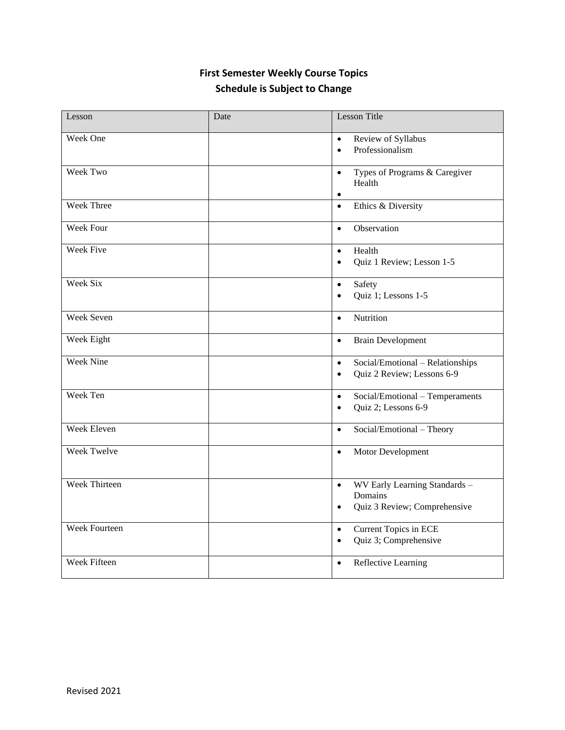**First Semester Weekly Course Topics**
**Schedule is Subject to Change**

| Lesson | Date | Lesson Title |
|---|---|---|
| Week One | | • Review of Syllabus<br>• Professionalism |
| Week Two | | • Types of Programs & Caregiver Health<br>• |
| Week Three | | • Ethics & Diversity |
| Week Four | | • Observation |
| Week Five | | • Health<br>• Quiz 1 Review; Lesson 1-5 |
| Week Six | | • Safety<br>• Quiz 1; Lessons 1-5 |
| Week Seven | | • Nutrition |
| Week Eight | | • Brain Development |
| Week Nine | | • Social/Emotional – Relationships<br>• Quiz 2 Review; Lessons 6-9 |
| Week Ten | | • Social/Emotional – Temperaments<br>• Quiz 2; Lessons 6-9 |
| Week Eleven | | • Social/Emotional – Theory |
| Week Twelve | | • Motor Development |
| Week Thirteen | | • WV Early Learning Standards – Domains<br>• Quiz 3 Review; Comprehensive |
| Week Fourteen | | • Current Topics in ECE<br>• Quiz 3; Comprehensive |
| Week Fifteen | | • Reflective Learning |

Revised 2021